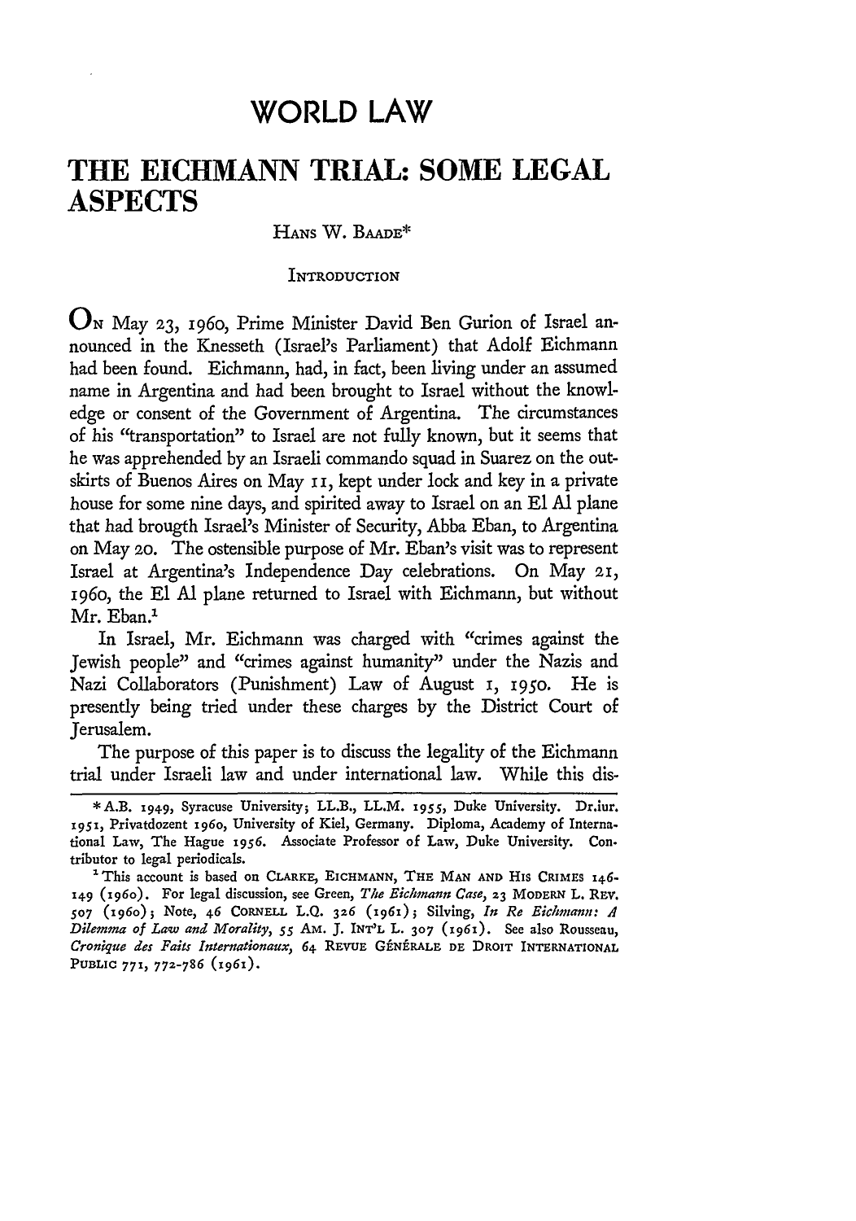# WORLD LAW

# THE EICHMANN TRIAL: SOME LEGAL ASPECTS

HANS W. BAADE*

## INTRODUCTION

On May 23, 1960, Prime Minister David Ben Gurion of Israel announced in the Knesseth (Israel's Parliament) that Adolf Eichmann had been found. Eichmann, had, in fact, been living under an assumed name in Argentina and had been brought to Israel without the knowledge or consent of the Government of Argentina. The circumstances of his "transportation" to Israel are not fully known, but it seems that he was apprehended by an Israeli commando squad in Suarez on the outskirts of Buenos Aires on May 11, kept under lock and key in a private house for some nine days, and spirited away to Israel on an El Al plane that had brougth Israel's Minister of Security, Abba Eban, to Argentina on May 20. The ostensible purpose of Mr. Eban's visit was to represent Israel at Argentina's Independence Day celebrations. On May 21, 1960, the El Al plane returned to Israel with Eichmann, but without Mr. Eban.[1]

In Israel, Mr. Eichmann was charged with "crimes against the Jewish people" and "crimes against humanity" under the Nazis and Nazi Collaborators (Punishment) Law of August 1, 1950. He is presently being tried under these charges by the District Court of Jerusalem.

The purpose of this paper is to discuss the legality of the Eichmann trial under Israeli law and under international law. While this dis-

---

* A.B. 1949, Syracuse University; LL.B., LL.M. 1955, Duke University. Dr.iur. 1951, Privatdozent 1960, University of Kiel, Germany. Diploma, Academy of International Law, The Hague 1956. Associate Professor of Law, Duke University. Contributor to legal periodicals.

[1] This account is based on CLARKE, EICHMANN, THE MAN AND HIS CRIMES 146-149 (1960). For legal discussion, see Green, *The Eichmann Case*, 23 MODERN L. REV. 507 (1960); Note, 46 CORNELL L.Q. 326 (1961); Silving, *In Re Eichmann: A Dilemma of Law and Morality*, 55 AM. J. INT'L L. 307 (1961). See also Rousseau, *Cronique des Faits Internationaux*, 64 REVUE GÉNÉRALE DE DROIT INTERNATIONAL PUBLIC 771, 772-786 (1961).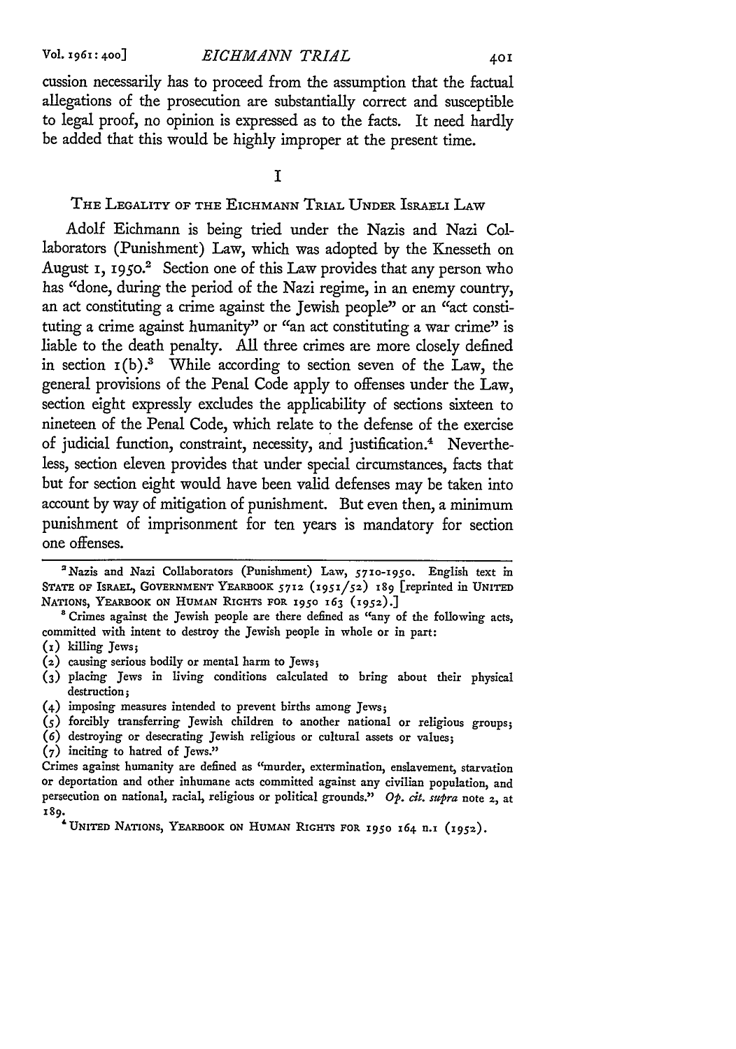cussion necessarily has to proceed from the assumption that the factual allegations of the prosecution are substantially correct and susceptible to legal proof, no opinion is expressed as to the facts. It need hardly be added that this would be highly improper at the present time.

## I

### The Legality of the Eichmann Trial Under Israeli Law

Adolf Eichmann is being tried under the Nazis and Nazi Collaborators (Punishment) Law, which was adopted by the Knesseth on August 1, 1950.[2] Section one of this Law provides that any person who has "done, during the period of the Nazi regime, in an enemy country, an act constituting a crime against the Jewish people" or an "act constituting a crime against humanity" or "an act constituting a war crime" is liable to the death penalty. All three crimes are more closely defined in section 1(b).[3] While according to section seven of the Law, the general provisions of the Penal Code apply to offenses under the Law, section eight expressly excludes the applicability of sections sixteen to nineteen of the Penal Code, which relate to the defense of the exercise of judicial function, constraint, necessity, and justification.[4] Nevertheless, section eleven provides that under special circumstances, facts that but for section eight would have been valid defenses may be taken into account by way of mitigation of punishment. But even then, a minimum punishment of imprisonment for ten years is mandatory for section one offenses.

---

[2] Nazis and Nazi Collaborators (Punishment) Law, 5710-1950. English text in State of Israel, Government Yearbook 5712 (1951/52) 189 [reprinted in United Nations, Yearbook on Human Rights for 1950 163 (1952).]

[3] Crimes against the Jewish people are there defined as "any of the following acts, committed with intent to destroy the Jewish people in whole or in part:

(1) killing Jews;
(2) causing serious bodily or mental harm to Jews;
(3) placing Jews in living conditions calculated to bring about their physical destruction;
(4) imposing measures intended to prevent births among Jews;
(5) forcibly transferring Jewish children to another national or religious groups;
(6) destroying or desecrating Jewish religious or cultural assets or values;
(7) inciting to hatred of Jews."

Crimes against humanity are defined as "murder, extermination, enslavement, starvation or deportation and other inhumane acts committed against any civilian population, and persecution on national, racial, religious or political grounds." *Op. cit. supra* note 2, at 189.

[4] United Nations, Yearbook on Human Rights for 1950 164 n.1 (1952).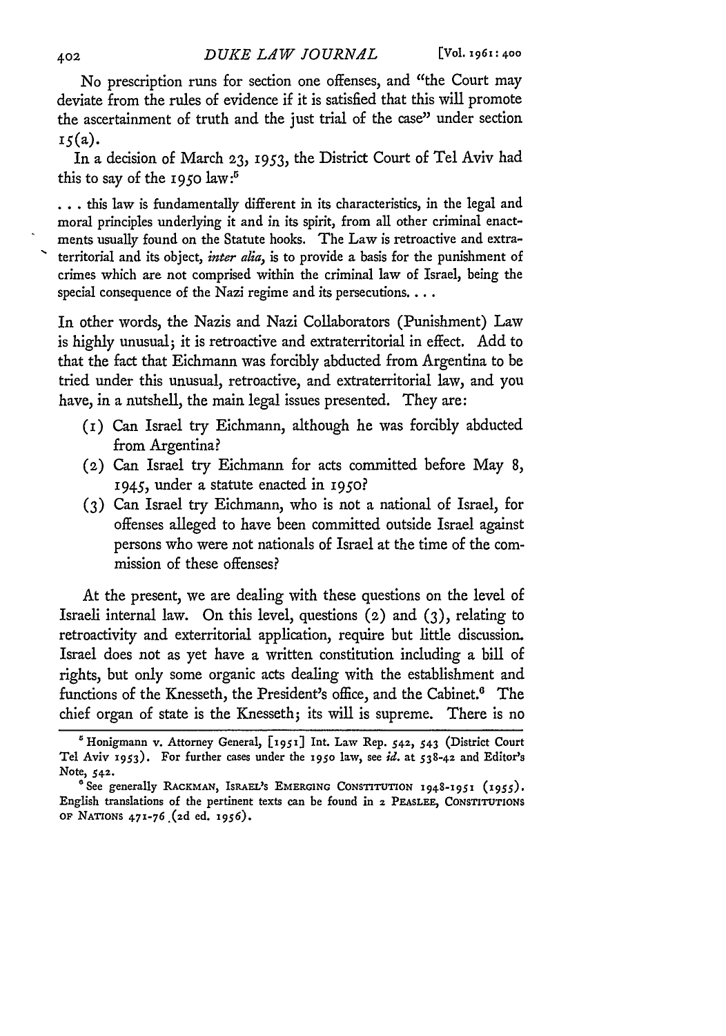No prescription runs for section one offenses, and "the Court may deviate from the rules of evidence if it is satisfied that this will promote the ascertainment of truth and the just trial of the case" under section 15(a).

In a decision of March 23, 1953, the District Court of Tel Aviv had this to say of the 1950 law:[5]

> . . . this law is fundamentally different in its characteristics, in the legal and moral principles underlying it and in its spirit, from all other criminal enactments usually found on the Statute books. The Law is retroactive and extraterritorial and its object, *inter alia*, is to provide a basis for the punishment of crimes which are not comprised within the criminal law of Israel, being the special consequence of the Nazi regime and its persecutions. . . .

In other words, the Nazis and Nazi Collaborators (Punishment) Law is highly unusual; it is retroactive and extraterritorial in effect. Add to that the fact that Eichmann was forcibly abducted from Argentina to be tried under this unusual, retroactive, and extraterritorial law, and you have, in a nutshell, the main legal issues presented. They are:

(1) Can Israel try Eichmann, although he was forcibly abducted from Argentina?

(2) Can Israel try Eichmann for acts committed before May 8, 1945, under a statute enacted in 1950?

(3) Can Israel try Eichmann, who is not a national of Israel, for offenses alleged to have been committed outside Israel against persons who were not nationals of Israel at the time of the commission of these offenses?

At the present, we are dealing with these questions on the level of Israeli internal law. On this level, questions (2) and (3), relating to retroactivity and exterritorial application, require but little discussion. Israel does not as yet have a written constitution including a bill of rights, but only some organic acts dealing with the establishment and functions of the Knesseth, the President's office, and the Cabinet.[6] The chief organ of state is the Knesseth; its will is supreme. There is no

---

[5] Honigmann v. Attorney General, [1951] Int. Law Rep. 542, 543 (District Court Tel Aviv 1953). For further cases under the 1950 law, see *id.* at 538-42 and Editor's Note, 542.

[6] See generally RACKMAN, ISRAEL'S EMERGING CONSTITUTION 1948-1951 (1955). English translations of the pertinent texts can be found in 2 PEASLEE, CONSTITUTIONS OF NATIONS 471-76 (2d ed. 1956).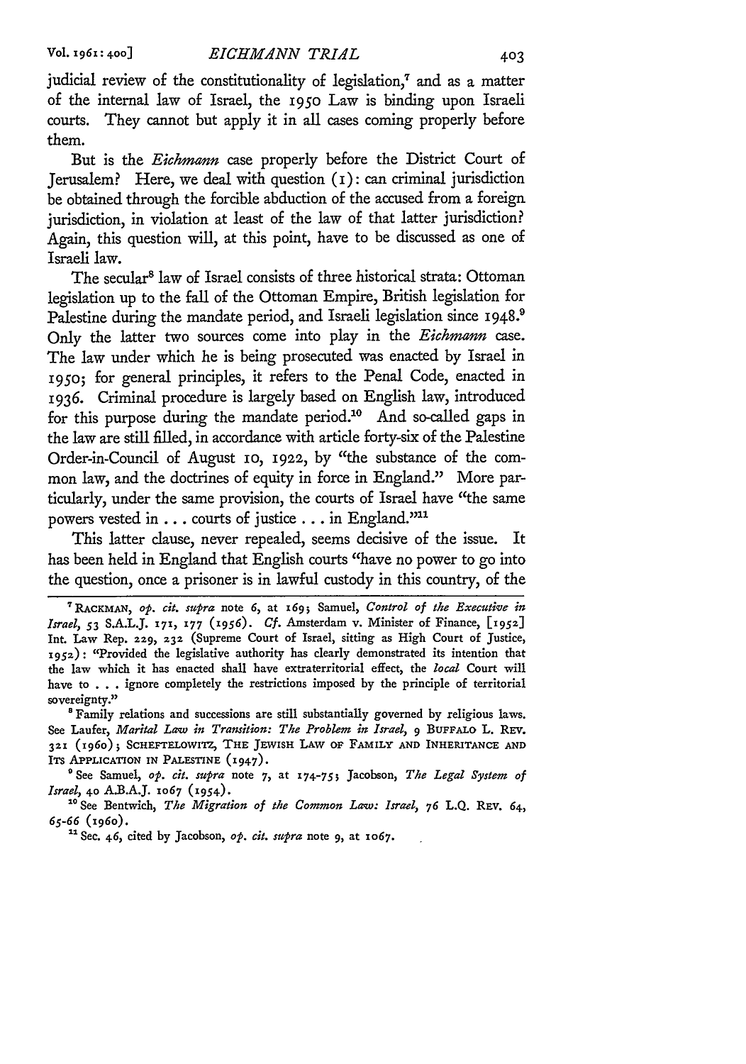judicial review of the constitutionality of legislation,[7] and as a matter of the internal law of Israel, the 1950 Law is binding upon Israeli courts. They cannot but apply it in all cases coming properly before them.

But is the *Eichmann* case properly before the District Court of Jerusalem? Here, we deal with question (1): can criminal jurisdiction be obtained through the forcible abduction of the accused from a foreign jurisdiction, in violation at least of the law of that latter jurisdiction? Again, this question will, at this point, have to be discussed as one of Israeli law.

The secular[8] law of Israel consists of three historical strata: Ottoman legislation up to the fall of the Ottoman Empire, British legislation for Palestine during the mandate period, and Israeli legislation since 1948.[9] Only the latter two sources come into play in the *Eichmann* case. The law under which he is being prosecuted was enacted by Israel in 1950; for general principles, it refers to the Penal Code, enacted in 1936. Criminal procedure is largely based on English law, introduced for this purpose during the mandate period.[10] And so-called gaps in the law are still filled, in accordance with article forty-six of the Palestine Order-in-Council of August 10, 1922, by "the substance of the common law, and the doctrines of equity in force in England." More particularly, under the same provision, the courts of Israel have "the same powers vested in . . . courts of justice . . . in England."[11]

This latter clause, never repealed, seems decisive of the issue. It has been held in England that English courts "have no power to go into the question, once a prisoner is in lawful custody in this country, of the

---

[7] RACKMAN, *op. cit. supra* note 6, at 169; Samuel, *Control of the Executive in Israel*, 53 S.A.L.J. 171, 177 (1956). *Cf.* Amsterdam v. Minister of Finance, [1952] Int. Law Rep. 229, 232 (Supreme Court of Israel, sitting as High Court of Justice, 1952): "Provided the legislative authority has clearly demonstrated its intention that the law which it has enacted shall have extraterritorial effect, the *local* Court will have to . . . ignore completely the restrictions imposed by the principle of territorial sovereignty."

[8] Family relations and successions are still substantially governed by religious laws. See Laufer, *Marital Law in Transition: The Problem in Israel*, 9 BUFFALO L. REV. 321 (1960); SCHEFTELOWITZ, THE JEWISH LAW OF FAMILY AND INHERITANCE AND ITS APPLICATION IN PALESTINE (1947).

[9] See Samuel, *op. cit. supra* note 7, at 174-75; Jacobson, *The Legal System of Israel*, 40 A.B.A.J. 1067 (1954).

[10] See Bentwich, *The Migration of the Common Law: Israel*, 76 L.Q. REV. 64, 65-66 (1960).

[11] Sec. 46, cited by Jacobson, *op. cit. supra* note 9, at 1067.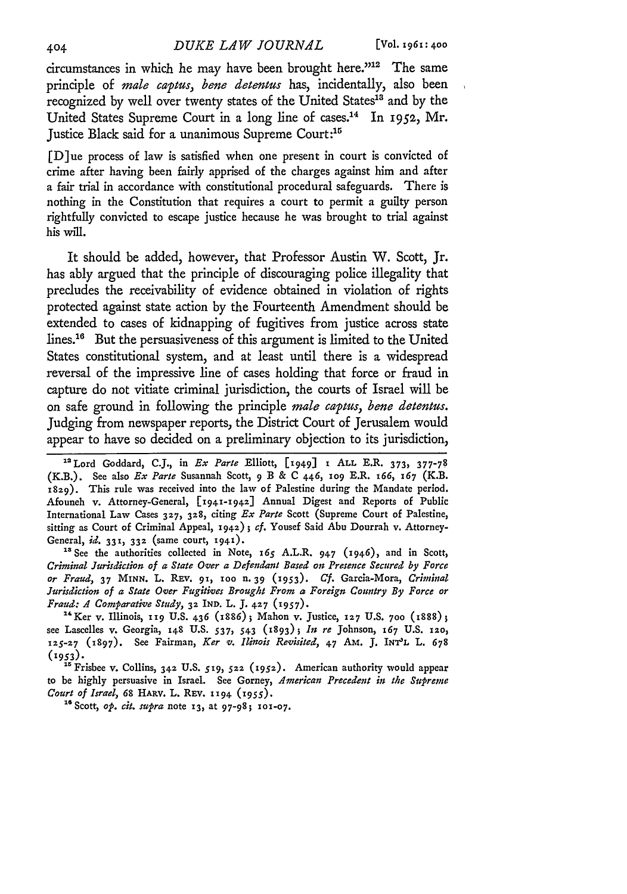circumstances in which he may have been brought here."[12] The same principle of *male captus, bene detentus* has, incidentally, also been recognized by well over twenty states of the United States[13] and by the United States Supreme Court in a long line of cases.[14] In 1952, Mr. Justice Black said for a unanimous Supreme Court:[15]

> [D]ue process of law is satisfied when one present in court is convicted of crime after having been fairly apprised of the charges against him and after a fair trial in accordance with constitutional procedural safeguards. There is nothing in the Constitution that requires a court to permit a guilty person rightfully convicted to escape justice because he was brought to trial against his will.

It should be added, however, that Professor Austin W. Scott, Jr. has ably argued that the principle of discouraging police illegality that precludes the receivability of evidence obtained in violation of rights protected against state action by the Fourteenth Amendment should be extended to cases of kidnapping of fugitives from justice across state lines.[16] But the persuasiveness of this argument is limited to the United States constitutional system, and at least until there is a widespread reversal of the impressive line of cases holding that force or fraud in capture do not vitiate criminal jurisdiction, the courts of Israel will be on safe ground in following the principle *male captus, bene detentus*. Judging from newspaper reports, the District Court of Jerusalem would appear to have so decided on a preliminary objection to its jurisdiction,

---

[12] Lord Goddard, C.J., in *Ex Parte* Elliott, [1949] 1 ALL E.R. 373, 377-78 (K.B.). See also *Ex Parte* Susannah Scott, 9 B & C 446, 109 E.R. 166, 167 (K.B. 1829). This rule was received into the law of Palestine during the Mandate period. Afouneh v. Attorney-General, [1941-1942] Annual Digest and Reports of Public International Law Cases 327, 328, citing *Ex Parte* Scott (Supreme Court of Palestine, sitting as Court of Criminal Appeal, 1942); *cf.* Yousef Said Abu Dourrah v. Attorney-General, *id.* 331, 332 (same court, 1941).

[13] See the authorities collected in Note, 165 A.L.R. 947 (1946), and in Scott, *Criminal Jurisdiction of a State Over a Defendant Based on Presence Secured by Force or Fraud*, 37 MINN. L. REV. 91, 100 n. 39 (1953). *Cf.* Garcia-Mora, *Criminal Jurisdiction of a State Over Fugitives Brought From a Foreign Country By Force or Fraud: A Comparative Study*, 32 IND. L. J. 427 (1957).

[14] Ker v. Illinois, 119 U.S. 436 (1886); Mahon v. Justice, 127 U.S. 700 (1888); see Lascelles v. Georgia, 148 U.S. 537, 543 (1893); *In re* Johnson, 167 U.S. 120, 125-27 (1897). See Fairman, *Ker v. Ilinois Revisited*, 47 AM. J. INT'L L. 678 (1953).

[15] Frisbee v. Collins, 342 U.S. 519, 522 (1952). American authority would appear to be highly persuasive in Israel. See Gorney, *American Precedent in the Supreme Court of Israel*, 68 HARV. L. REV. 1194 (1955).

[16] Scott, *op. cit. supra* note 13, at 97-98; 101-07.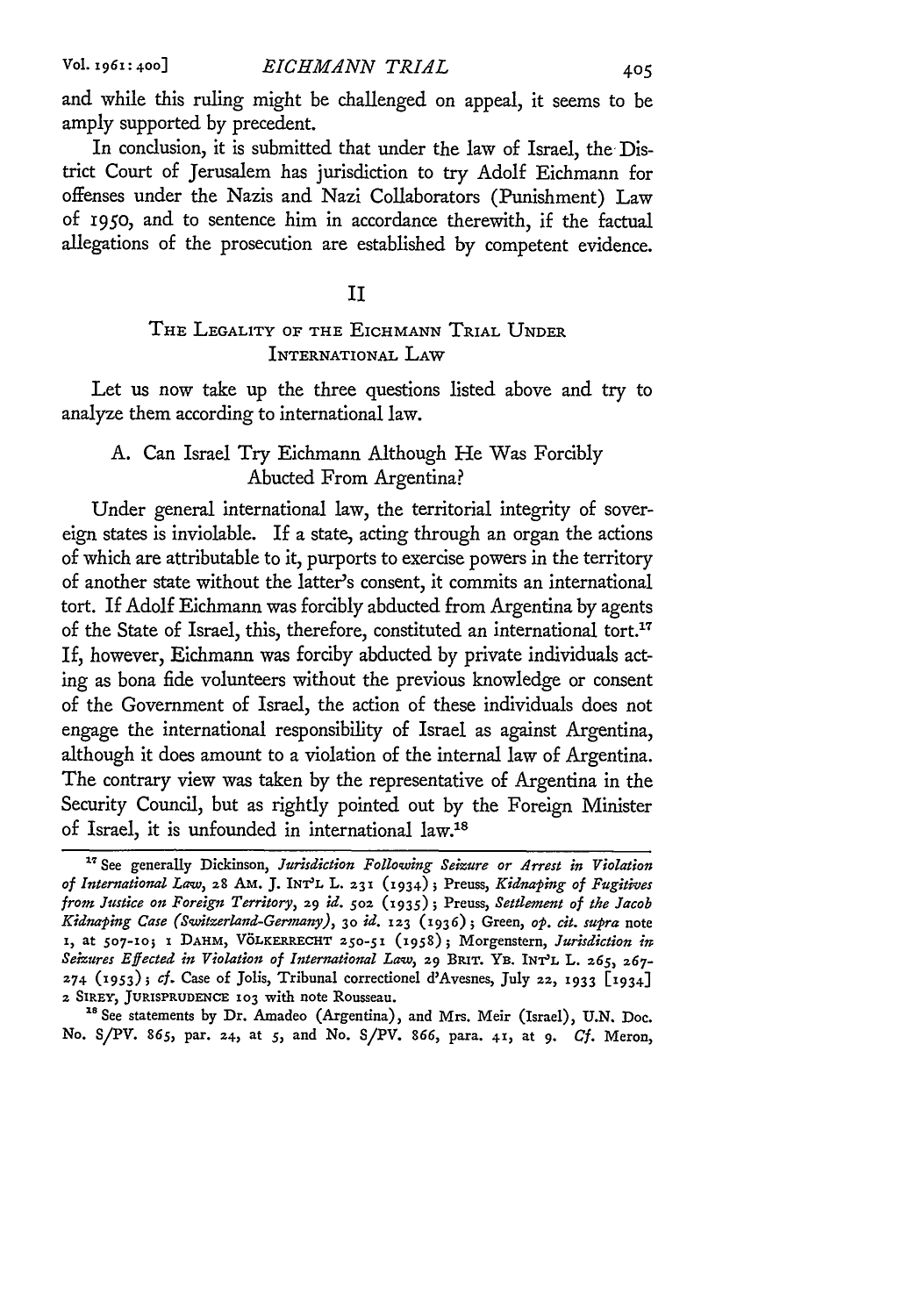and while this ruling might be challenged on appeal, it seems to be amply supported by precedent.

In conclusion, it is submitted that under the law of Israel, the District Court of Jerusalem has jurisdiction to try Adolf Eichmann for offenses under the Nazis and Nazi Collaborators (Punishment) Law of 1950, and to sentence him in accordance therewith, if the factual allegations of the prosecution are established by competent evidence.

## II

## The Legality of the Eichmann Trial Under International Law

Let us now take up the three questions listed above and try to analyze them according to international law.

### A. Can Israel Try Eichmann Although He Was Forcibly Abucted From Argentina?

Under general international law, the territorial integrity of sovereign states is inviolable. If a state, acting through an organ the actions of which are attributable to it, purports to exercise powers in the territory of another state without the latter's consent, it commits an international tort. If Adolf Eichmann was forcibly abducted from Argentina by agents of the State of Israel, this, therefore, constituted an international tort.[17] If, however, Eichmann was forciby abducted by private individuals acting as bona fide volunteers without the previous knowledge or consent of the Government of Israel, the action of these individuals does not engage the international responsibility of Israel as against Argentina, although it does amount to a violation of the internal law of Argentina. The contrary view was taken by the representative of Argentina in the Security Council, but as rightly pointed out by the Foreign Minister of Israel, it is unfounded in international law.[18]

---

[17] See generally Dickinson, *Jurisdiction Following Seizure or Arrest in Violation of International Law*, 28 Am. J. Int'l L. 231 (1934); Preuss, *Kidnaping of Fugitives from Justice on Foreign Territory*, 29 *id.* 502 (1935); Preuss, *Settlement of the Jacob Kidnaping Case (Switzerland-Germany)*, 30 *id.* 123 (1936); Green, *op. cit. supra* note 1, at 507-10; 1 Dahm, Völkerrecht 250-51 (1958); Morgenstern, *Jurisdiction in Seizures Effected in Violation of International Law*, 29 Brit. Yb. Int'l L. 265, 267-274 (1953); *cf.* Case of Jolis, Tribunal correctionel d'Avesnes, July 22, 1933 [1934] 2 Sirey, Jurisprudence 103 with note Rousseau.

[18] See statements by Dr. Amadeo (Argentina), and Mrs. Meir (Israel), U.N. Doc. No. S/PV. 865, par. 24, at 5, and No. S/PV. 866, para. 41, at 9. *Cf.* Meron,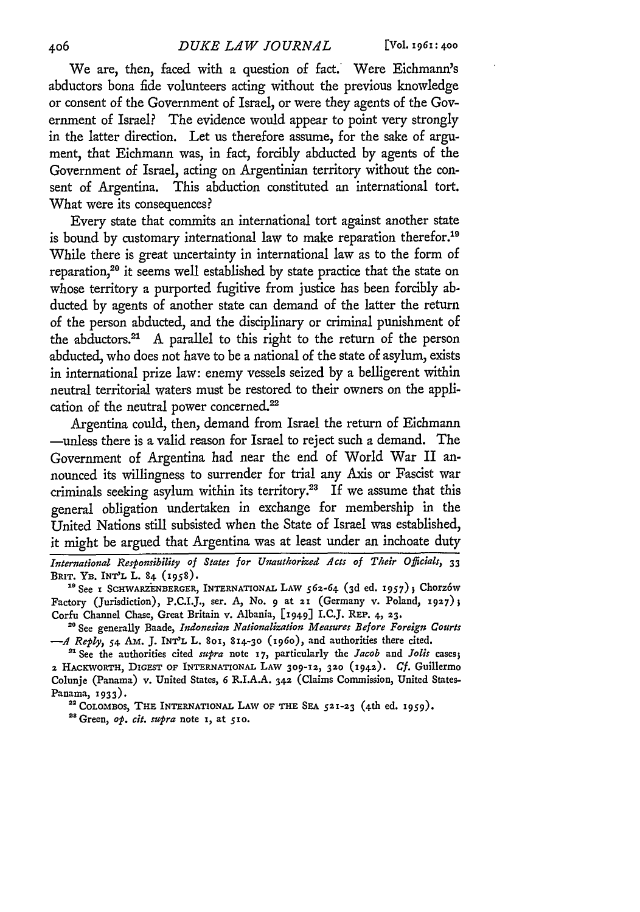We are, then, faced with a question of fact. Were Eichmann's abductors bona fide volunteers acting without the previous knowledge or consent of the Government of Israel, or were they agents of the Government of Israel? The evidence would appear to point very strongly in the latter direction. Let us therefore assume, for the sake of argument, that Eichmann was, in fact, forcibly abducted by agents of the Government of Israel, acting on Argentinian territory without the consent of Argentina. This abduction constituted an international tort. What were its consequences?

Every state that commits an international tort against another state is bound by customary international law to make reparation therefor.[19] While there is great uncertainty in international law as to the form of reparation,[20] it seems well established by state practice that the state on whose territory a purported fugitive from justice has been forcibly abducted by agents of another state can demand of the latter the return of the person abducted, and the disciplinary or criminal punishment of the abductors.[21] A parallel to this right to the return of the person abducted, who does not have to be a national of the state of asylum, exists in international prize law: enemy vessels seized by a belligerent within neutral territorial waters must be restored to their owners on the application of the neutral power concerned.[22]

Argentina could, then, demand from Israel the return of Eichmann —unless there is a valid reason for Israel to reject such a demand. The Government of Argentina had near the end of World War II announced its willingness to surrender for trial any Axis or Fascist war criminals seeking asylum within its territory.[23] If we assume that this general obligation undertaken in exchange for membership in the United Nations still subsisted when the State of Israel was established, it might be argued that Argentina was at least under an inchoate duty

---

*International Responsibility of States for Unauthorized Acts of Their Officials*, 33 Brit. Yb. Int'l L. 84 (1958).

[19] See 1 Schwarzenberger, International Law 562-64 (3d ed. 1957); Chorzów Factory (Jurisdiction), P.C.I.J., ser. A, No. 9 at 21 (Germany v. Poland, 1927); Corfu Channel Chase, Great Britain v. Albania, [1949] I.C.J. Rep. 4, 23.

[20] See generally Baade, *Indonesian Nationalization Measures Before Foreign Courts —A Reply*, 54 Am. J. Int'l L. 801, 814-30 (1960), and authorities there cited.

[21] See the authorities cited *supra* note 17, particularly the *Jacob* and *Jolis* cases; 2 Hackworth, Digest of International Law 309-12, 320 (1942). *Cf.* Guillermo Colunje (Panama) v. United States, 6 R.I.A.A. 342 (Claims Commission, United States-Panama, 1933).

[22] Colombos, The International Law of the Sea 521-23 (4th ed. 1959).

[23] Green, *op. cit. supra* note 1, at 510.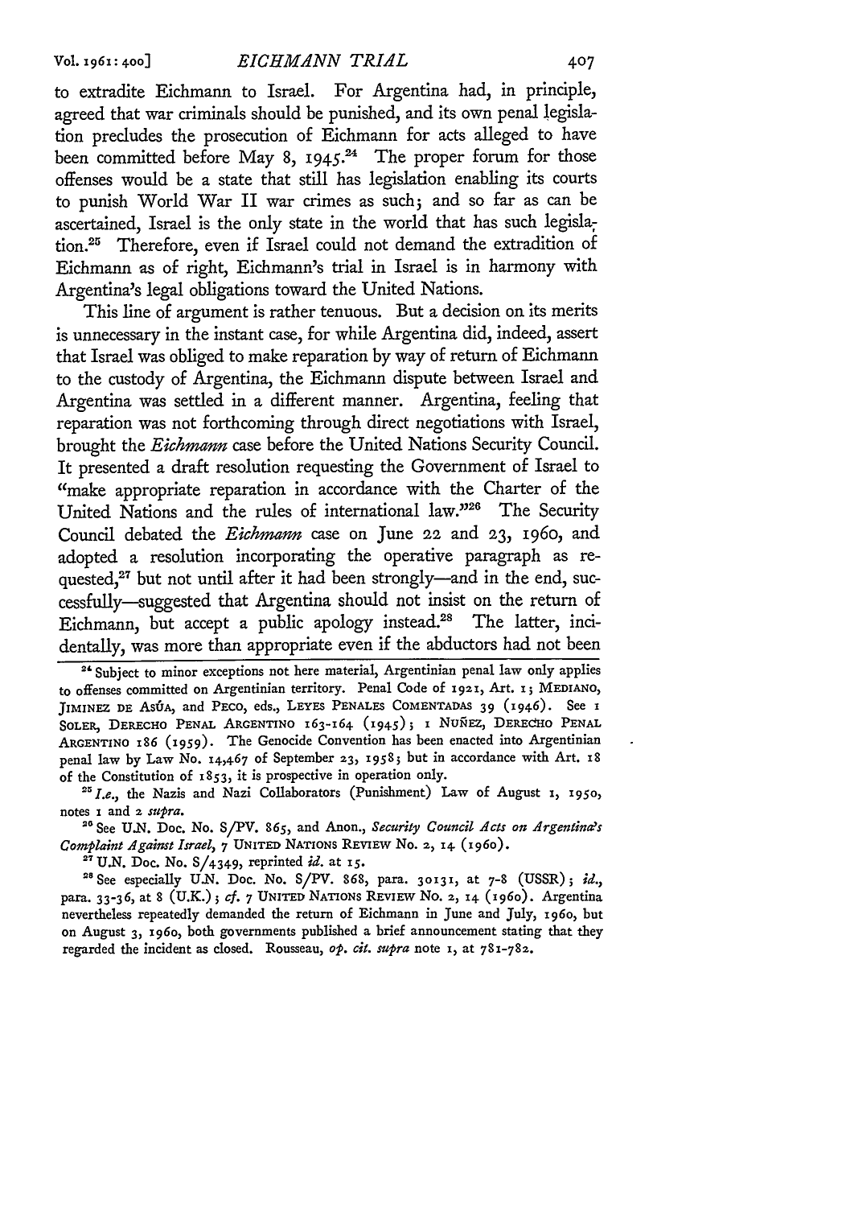to extradite Eichmann to Israel. For Argentina had, in principle, agreed that war criminals should be punished, and its own penal legislation precludes the prosecution of Eichmann for acts alleged to have been committed before May 8, 1945.[24] The proper forum for those offenses would be a state that still has legislation enabling its courts to punish World War II war crimes as such; and so far as can be ascertained, Israel is the only state in the world that has such legislation.[25] Therefore, even if Israel could not demand the extradition of Eichmann as of right, Eichmann's trial in Israel is in harmony with Argentina's legal obligations toward the United Nations.

This line of argument is rather tenuous. But a decision on its merits is unnecessary in the instant case, for while Argentina did, indeed, assert that Israel was obliged to make reparation by way of return of Eichmann to the custody of Argentina, the Eichmann dispute between Israel and Argentina was settled in a different manner. Argentina, feeling that reparation was not forthcoming through direct negotiations with Israel, brought the *Eichmann* case before the United Nations Security Council. It presented a draft resolution requesting the Government of Israel to "make appropriate reparation in accordance with the Charter of the United Nations and the rules of international law."[26] The Security Council debated the *Eichmann* case on June 22 and 23, 1960, and adopted a resolution incorporating the operative paragraph as requested,[27] but not until after it had been strongly—and in the end, successfully—suggested that Argentina should not insist on the return of Eichmann, but accept a public apology instead.[28] The latter, incidentally, was more than appropriate even if the abductors had not been

---

[24] Subject to minor exceptions not here material, Argentinian penal law only applies to offenses committed on Argentinian territory. Penal Code of 1921, Art. 1; MEDIANO, JIMINEZ DE ASÚA, and PECO, eds., LEYES PENALES COMENTADAS 39 (1946). See 1 SOLER, DERECHO PENAL ARGENTINO 163-164 (1945); 1 NUÑEZ, DERECHO PENAL ARGENTINO 186 (1959). The Genocide Convention has been enacted into Argentinian penal law by Law No. 14,467 of September 23, 1958; but in accordance with Art. 18 of the Constitution of 1853, it is prospective in operation only.

[25] *I.e.*, the Nazis and Nazi Collaborators (Punishment) Law of August 1, 1950, notes 1 and 2 *supra*.

[26] See U.N. Doc. No. S/PV. 865, and Anon., *Security Council Acts on Argentina's Complaint Against Israel*, 7 UNITED NATIONS REVIEW No. 2, 14 (1960).

[27] U.N. Doc. No. S/4349, reprinted *id.* at 15.

[28] See especially U.N. Doc. No. S/PV. 868, para. 30131, at 7-8 (USSR); *id.*, para. 33-36, at 8 (U.K.); *cf.* 7 UNITED NATIONS REVIEW No. 2, 14 (1960). Argentina nevertheless repeatedly demanded the return of Eichmann in June and July, 1960, but on August 3, 1960, both governments published a brief announcement stating that they regarded the incident as closed. Rousseau, *op. cit. supra* note 1, at 781-782.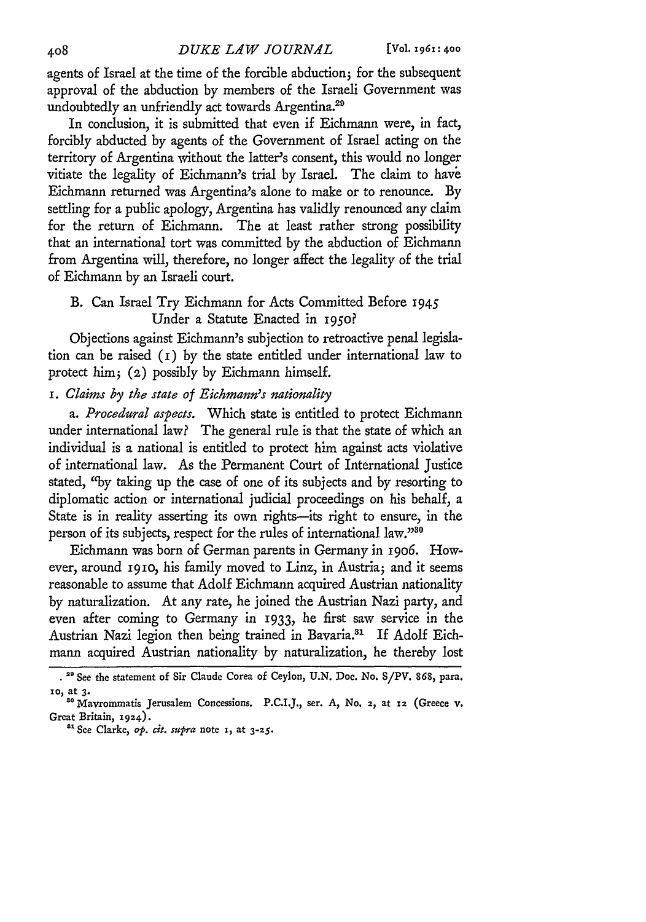agents of Israel at the time of the forcible abduction; for the subsequent approval of the abduction by members of the Israeli Government was undoubtedly an unfriendly act towards Argentina.[29]

In conclusion, it is submitted that even if Eichmann were, in fact, forcibly abducted by agents of the Government of Israel acting on the territory of Argentina without the latter's consent, this would no longer vitiate the legality of Eichmann's trial by Israel. The claim to have Eichmann returned was Argentina's alone to make or to renounce. By settling for a public apology, Argentina has validly renounced any claim for the return of Eichmann. The at least rather strong possibility that an international tort was committed by the abduction of Eichmann from Argentina will, therefore, no longer affect the legality of the trial of Eichmann by an Israeli court.

### B. Can Israel Try Eichmann for Acts Committed Before 1945 Under a Statute Enacted in 1950?

Objections against Eichmann's subjection to retroactive penal legislation can be raised (1) by the state entitled under international law to protect him; (2) possibly by Eichmann himself.

#### 1. *Claims by the state of Eichmann's nationality*

a. *Procedural aspects.* Which state is entitled to protect Eichmann under international law? The general rule is that the state of which an individual is a national is entitled to protect him against acts violative of international law. As the Permanent Court of International Justice stated, "by taking up the case of one of its subjects and by resorting to diplomatic action or international judicial proceedings on his behalf, a State is in reality asserting its own rights—its right to ensure, in the person of its subjects, respect for the rules of international law."[30]

Eichmann was born of German parents in Germany in 1906. However, around 1910, his family moved to Linz, in Austria; and it seems reasonable to assume that Adolf Eichmann acquired Austrian nationality by naturalization. At any rate, he joined the Austrian Nazi party, and even after coming to Germany in 1933, he first saw service in the Austrian Nazi legion then being trained in Bavaria.[31] If Adolf Eichmann acquired Austrian nationality by naturalization, he thereby lost

---

[29] See the statement of Sir Claude Corea of Ceylon, U.N. Doc. No. S/PV. 868, para. 10, at 3.

[30] Mavrommatis Jerusalem Concessions. P.C.I.J., ser. A, No. 2, at 12 (Greece v. Great Britain, 1924).

[31] See Clarke, *op. cit. supra* note 1, at 3-25.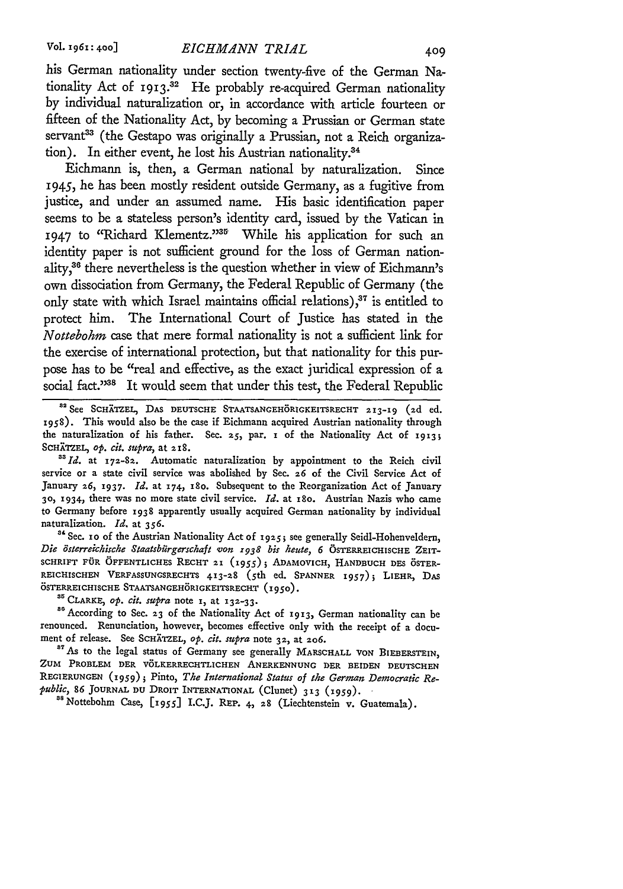his German nationality under section twenty-five of the German Nationality Act of 1913.[32] He probably re-acquired German nationality by individual naturalization or, in accordance with article fourteen or fifteen of the Nationality Act, by becoming a Prussian or German state servant[33] (the Gestapo was originally a Prussian, not a Reich organization). In either event, he lost his Austrian nationality.[34]

Eichmann is, then, a German national by naturalization. Since 1945, he has been mostly resident outside Germany, as a fugitive from justice, and under an assumed name. His basic identification paper seems to be a stateless person's identity card, issued by the Vatican in 1947 to "Richard Klementz."[35] While his application for such an identity paper is not sufficient ground for the loss of German nationality,[36] there nevertheless is the question whether in view of Eichmann's own dissociation from Germany, the Federal Republic of Germany (the only state with which Israel maintains official relations),[37] is entitled to protect him. The International Court of Justice has stated in the *Nottebohm* case that mere formal nationality is not a sufficient link for the exercise of international protection, but that nationality for this purpose has to be "real and effective, as the exact juridical expression of a social fact."[38] It would seem that under this test, the Federal Republic

---

[32] See SCHÄTZEL, DAS DEUTSCHE STAATSANGEHÖRIGKEITSRECHT 213-19 (2d ed. 1958). This would also be the case if Eichmann acquired Austrian nationality through the naturalization of his father. Sec. 25, par. 1 of the Nationality Act of 1913; SCHÄTZEL, *op. cit. supra*, at 218.

[33] *Id.* at 172-82. Automatic naturalization by appointment to the Reich civil service or a state civil service was abolished by Sec. 26 of the Civil Service Act of January 26, 1937. *Id.* at 174, 180. Subsequent to the Reorganization Act of January 30, 1934, there was no more state civil service. *Id.* at 180. Austrian Nazis who came to Germany before 1938 apparently usually acquired German nationality by individual naturalization. *Id.* at 356.

[34] Sec. 10 of the Austrian Nationality Act of 1925; see generally Seidl-Hohenveldern, *Die österreichische Staatsbürgerschaft von 1938 bis heute*, 6 ÖSTERREICHISCHE ZEITSCHRIFT FÜR ÖFFENTLICHES RECHT 21 (1955); ADAMOVICH, HANDBUCH DES ÖSTERREICHISCHEN VERFASSUNGSRECHTS 413-28 (5th ed. SPANNER 1957); LIEHR, DAS ÖSTERREICHISCHE STAATSANGEHÖRIGKEITSRECHT (1950).

[35] CLARKE, *op. cit. supra* note 1, at 132-33.

[36] According to Sec. 23 of the Nationality Act of 1913, German nationality can be renounced. Renunciation, however, becomes effective only with the receipt of a document of release. See SCHÄTZEL, *op. cit. supra* note 32, at 206.

[37] As to the legal status of Germany see generally MARSCHALL VON BIEBERSTEIN, ZUM PROBLEM DER VÖLKERRECHTLICHEN ANERKENNUNG DER BEIDEN DEUTSCHEN REGIERUNGEN (1959); Pinto, *The International Status of the German Democratic Republic*, 86 JOURNAL DU DROIT INTERNATIONAL (Clunet) 313 (1959).

[38] Nottebohm Case, [1955] I.C.J. REP. 4, 28 (Liechtenstein v. Guatemala).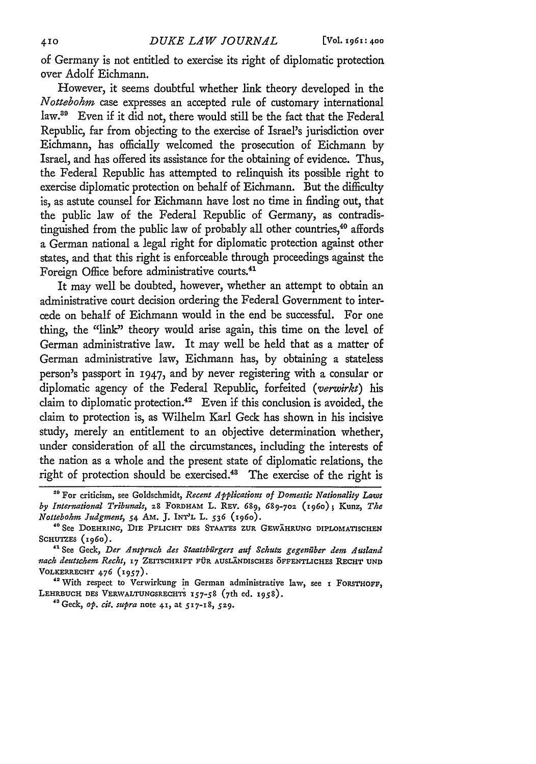of Germany is not entitled to exercise its right of diplomatic protection over Adolf Eichmann.

However, it seems doubtful whether link theory developed in the *Nottebohm* case expresses an accepted rule of customary international law.[39] Even if it did not, there would still be the fact that the Federal Republic, far from objecting to the exercise of Israel's jurisdiction over Eichmann, has officially welcomed the prosecution of Eichmann by Israel, and has offered its assistance for the obtaining of evidence. Thus, the Federal Republic has attempted to relinquish its possible right to exercise diplomatic protection on behalf of Eichmann. But the difficulty is, as astute counsel for Eichmann have lost no time in finding out, that the public law of the Federal Republic of Germany, as contradistinguished from the public law of probably all other countries,[40] affords a German national a legal right for diplomatic protection against other states, and that this right is enforceable through proceedings against the Foreign Office before administrative courts.[41]

It may well be doubted, however, whether an attempt to obtain an administrative court decision ordering the Federal Government to intercede on behalf of Eichmann would in the end be successful. For one thing, the "link" theory would arise again, this time on the level of German administrative law. It may well be held that as a matter of German administrative law, Eichmann has, by obtaining a stateless person's passport in 1947, and by never registering with a consular or diplomatic agency of the Federal Republic, forfeited (*verwirkt*) his claim to diplomatic protection.[42] Even if this conclusion is avoided, the claim to protection is, as Wilhelm Karl Geck has shown in his incisive study, merely an entitlement to an objective determination whether, under consideration of all the circumstances, including the interests of the nation as a whole and the present state of diplomatic relations, the right of protection should be exercised.[43] The exercise of the right is

---

[39] For criticism, see Goldschmidt, *Recent Applications of Domestic Nationality Laws by International Tribunals*, 28 FORDHAM L. REV. 689, 689-702 (1960); Kunz, *The Nottebohm Judgment*, 54 AM. J. INT'L L. 536 (1960).

[40] See DOEHRING, DIE PFLICHT DES STAATES ZUR GEWÄHRUNG DIPLOMATISCHEN SCHUTZES (1960).

[41] See Geck, *Der Anspruch des Staatsbürgers auf Schutz gegenüber dem Ausland nach deutschem Recht*, 17 ZEITSCHRIFT FÜR AUSLÄNDISCHES ÖFFENTLICHES RECHT UND VOLKERRECHT 476 (1957).

[42] With respect to Verwirkung in German administrative law, see 1 FORSTHOFF, LEHRBUCH DES VERWALTUNGSRECHTS 157-58 (7th ed. 1958).

[43] Geck, *op. cit. supra* note 41, at 517-18, 529.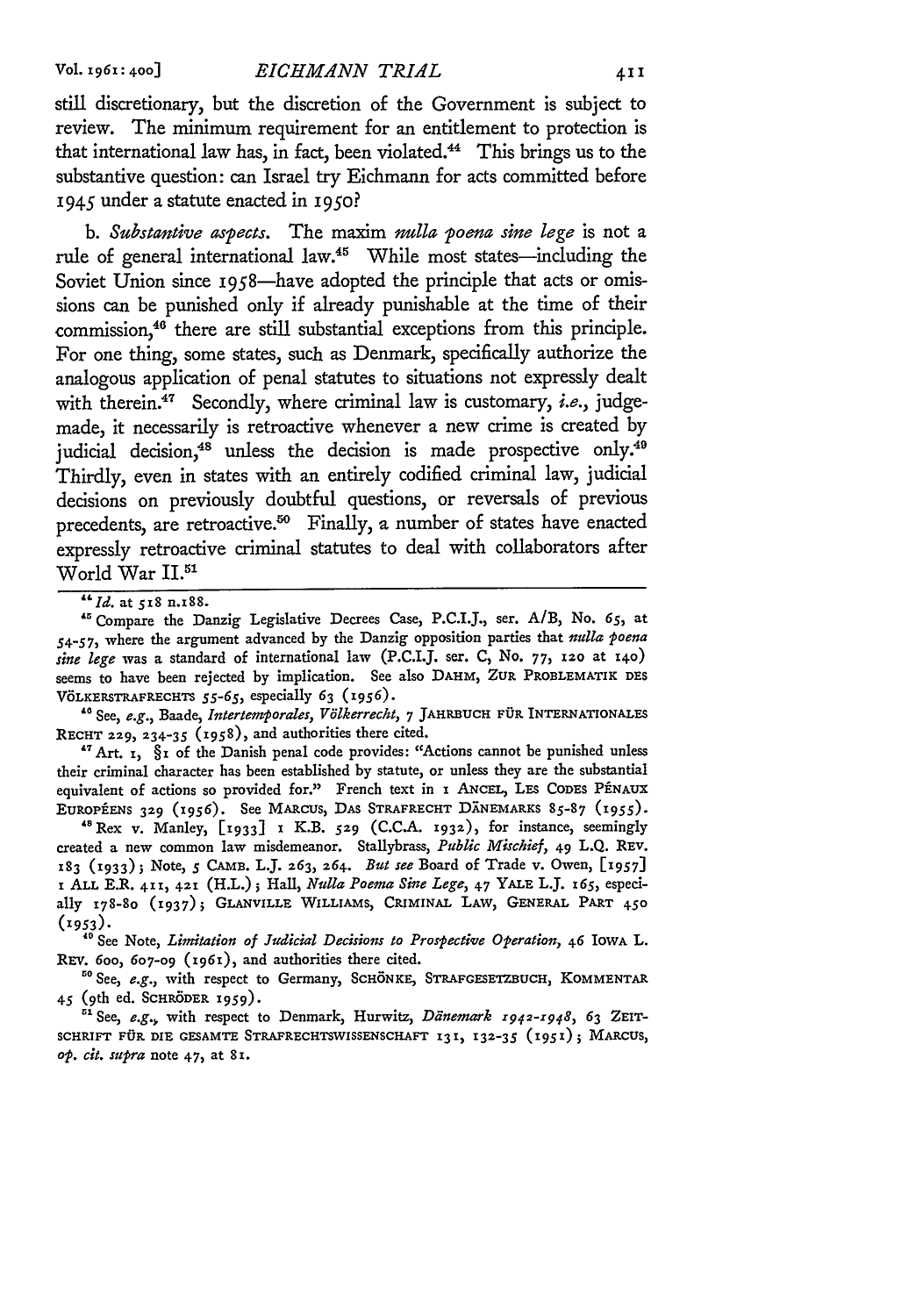still discretionary, but the discretion of the Government is subject to review. The minimum requirement for an entitlement to protection is that international law has, in fact, been violated.[44] This brings us to the substantive question: can Israel try Eichmann for acts committed before 1945 under a statute enacted in 1950?

b. *Substantive aspects.* The maxim *nulla poena sine lege* is not a rule of general international law.[45] While most states—including the Soviet Union since 1958—have adopted the principle that acts or omissions can be punished only if already punishable at the time of their commission,[46] there are still substantial exceptions from this principle. For one thing, some states, such as Denmark, specifically authorize the analogous application of penal statutes to situations not expressly dealt with therein.[47] Secondly, where criminal law is customary, *i.e.*, judge-made, it necessarily is retroactive whenever a new crime is created by judicial decision,[48] unless the decision is made prospective only.[49] Thirdly, even in states with an entirely codified criminal law, judicial decisions on previously doubtful questions, or reversals of previous precedents, are retroactive.[50] Finally, a number of states have enacted expressly retroactive criminal statutes to deal with collaborators after World War II.[51]

---

[44] *Id.* at 518 n.188.

[45] Compare the Danzig Legislative Decrees Case, P.C.I.J., ser. A/B, No. 65, at 54-57, where the argument advanced by the Danzig opposition parties that *nulla poena sine lege* was a standard of international law (P.C.I.J. ser. C, No. 77, 120 at 140) seems to have been rejected by implication. See also DAHM, ZUR PROBLEMATIK DES VÖLKERSTRAFRECHTS 55-65, especially 63 (1956).

[46] See, *e.g.*, Baade, *Intertemporales, Völkerrecht*, 7 JAHRBUCH FÜR INTERNATIONALES RECHT 229, 234-35 (1958), and authorities there cited.

[47] Art. 1, §1 of the Danish penal code provides: "Actions cannot be punished unless their criminal character has been established by statute, or unless they are the substantial equivalent of actions so provided for." French text in 1 ANCEL, LES CODES PÉNAUX EUROPÉENS 329 (1956). See MARCUS, DAS STRAFRECHT DÄNEMARKS 85-87 (1955).

[48] Rex v. Manley, [1933] 1 K.B. 529 (C.C.A. 1932), for instance, seemingly created a new common law misdemeanor. Stallybrass, *Public Mischief*, 49 L.Q. REV. 183 (1933); Note, 5 CAMB. L.J. 263, 264. *But see* Board of Trade v. Owen, [1957] 1 ALL E.R. 411, 421 (H.L.); Hall, *Nulla Poema Sine Lege*, 47 YALE L.J. 165, especially 178-80 (1937); GLANVILLE WILLIAMS, CRIMINAL LAW, GENERAL PART 450 (1953).

[49] See Note, *Limitation of Judicial Decisions to Prospective Operation*, 46 IOWA L. REV. 600, 607-09 (1961), and authorities there cited.

[50] See, *e.g.*, with respect to Germany, SCHÖNKE, STRAFGESETZBUCH, KOMMENTAR 45 (9th ed. SCHRÖDER 1959).

[51] See, *e.g.*, with respect to Denmark, Hurwitz, *Dänemark 1942-1948*, 63 ZEITSCHRIFT FÜR DIE GESAMTE STRAFRECHTSWISSENSCHAFT 131, 132-35 (1951); MARCUS, *op. cit. supra* note 47, at 81.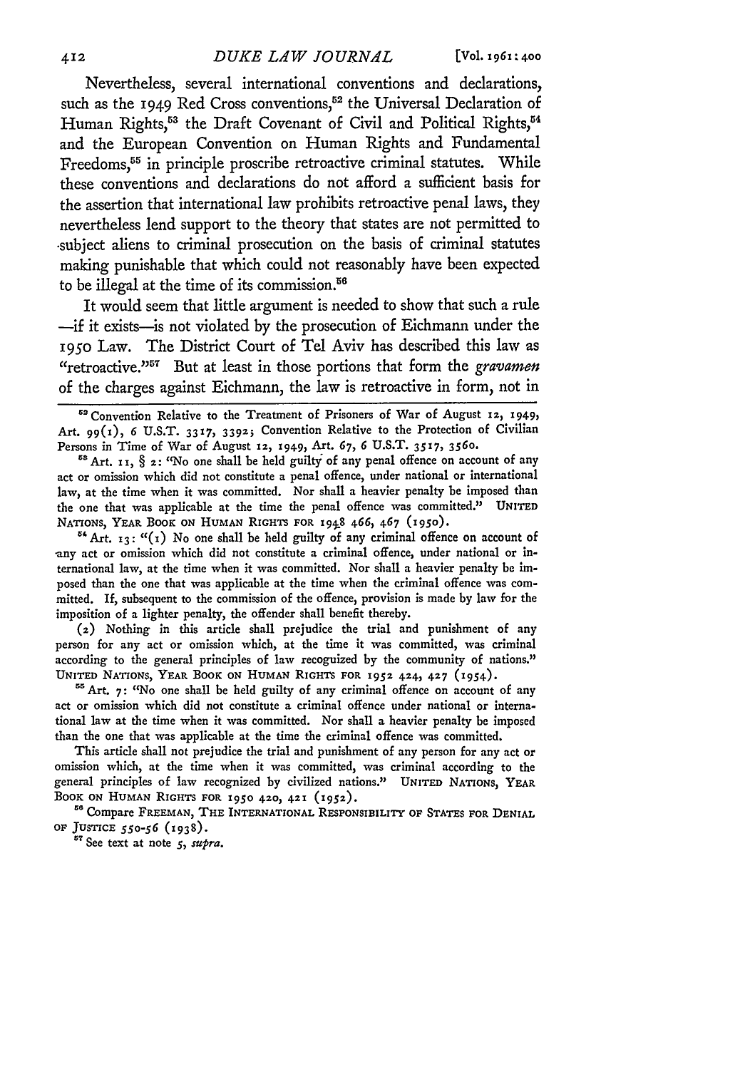Nevertheless, several international conventions and declarations, such as the 1949 Red Cross conventions,[52] the Universal Declaration of Human Rights,[53] the Draft Covenant of Civil and Political Rights,[54] and the European Convention on Human Rights and Fundamental Freedoms,[55] in principle proscribe retroactive criminal statutes. While these conventions and declarations do not afford a sufficient basis for the assertion that international law prohibits retroactive penal laws, they nevertheless lend support to the theory that states are not permitted to subject aliens to criminal prosecution on the basis of criminal statutes making punishable that which could not reasonably have been expected to be illegal at the time of its commission.[56]

It would seem that little argument is needed to show that such a rule —if it exists—is not violated by the prosecution of Eichmann under the 1950 Law. The District Court of Tel Aviv has described this law as "retroactive."[57] But at least in those portions that form the *gravamen* of the charges against Eichmann, the law is retroactive in form, not in

---

[52] Convention Relative to the Treatment of Prisoners of War of August 12, 1949, Art. 99(1), 6 U.S.T. 3317, 3392; Convention Relative to the Protection of Civilian Persons in Time of War of August 12, 1949, Art. 67, 6 U.S.T. 3517, 3560.

[53] Art. 11, § 2: "No one shall be held guilty of any penal offence on account of any act or omission which did not constitute a penal offence, under national or international law, at the time when it was committed. Nor shall a heavier penalty be imposed than the one that was applicable at the time the penal offence was committed." UNITED NATIONS, YEAR BOOK ON HUMAN RIGHTS FOR 1948 466, 467 (1950).

[54] Art. 13: "(1) No one shall be held guilty of any criminal offence on account of any act or omission which did not constitute a criminal offence, under national or international law, at the time when it was committed. Nor shall a heavier penalty be imposed than the one that was applicable at the time when the criminal offence was committed. If, subsequent to the commission of the offence, provision is made by law for the imposition of a lighter penalty, the offender shall benefit thereby.

(2) Nothing in this article shall prejudice the trial and punishment of any person for any act or omission which, at the time it was committed, was criminal according to the general principles of law recognized by the community of nations." UNITED NATIONS, YEAR BOOK ON HUMAN RIGHTS FOR 1952 424, 427 (1954).

[55] Art. 7: "No one shall be held guilty of any criminal offence on account of any act or omission which did not constitute a criminal offence under national or international law at the time when it was committed. Nor shall a heavier penalty be imposed than the one that was applicable at the time the criminal offence was committed.

This article shall not prejudice the trial and punishment of any person for any act or omission which, at the time when it was committed, was criminal according to the general principles of law recognized by civilized nations." UNITED NATIONS, YEAR BOOK ON HUMAN RIGHTS FOR 1950 420, 421 (1952).

[56] Compare FREEMAN, THE INTERNATIONAL RESPONSIBILITY OF STATES FOR DENIAL OF JUSTICE 550-56 (1938).

[57] See text at note 5, *supra*.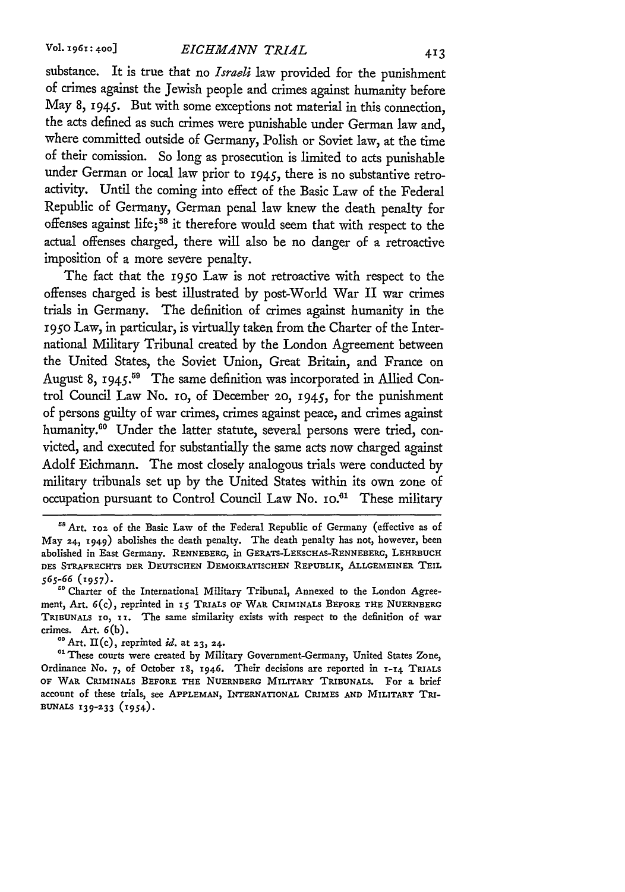substance. It is true that no *Israeli* law provided for the punishment of crimes against the Jewish people and crimes against humanity before May 8, 1945. But with some exceptions not material in this connection, the acts defined as such crimes were punishable under German law and, where committed outside of Germany, Polish or Soviet law, at the time of their comission. So long as prosecution is limited to acts punishable under German or local law prior to 1945, there is no substantive retroactivity. Until the coming into effect of the Basic Law of the Federal Republic of Germany, German penal law knew the death penalty for offenses against life;[58] it therefore would seem that with respect to the actual offenses charged, there will also be no danger of a retroactive imposition of a more severe penalty.

The fact that the 1950 Law is not retroactive with respect to the offenses charged is best illustrated by post-World War II war crimes trials in Germany. The definition of crimes against humanity in the 1950 Law, in particular, is virtually taken from the Charter of the International Military Tribunal created by the London Agreement between the United States, the Soviet Union, Great Britain, and France on August 8, 1945.[59] The same definition was incorporated in Allied Control Council Law No. 10, of December 20, 1945, for the punishment of persons guilty of war crimes, crimes against peace, and crimes against humanity.[60] Under the latter statute, several persons were tried, convicted, and executed for substantially the same acts now charged against Adolf Eichmann. The most closely analogous trials were conducted by military tribunals set up by the United States within its own zone of occupation pursuant to Control Council Law No. 10.[61] These military

---

[58] Art. 102 of the Basic Law of the Federal Republic of Germany (effective as of May 24, 1949) abolishes the death penalty. The death penalty has not, however, been abolished in East Germany. RENNEBERG, in GERATS-LEKSCHAS-RENNEBERG, LEHRBUCH DES STRAFRECHTS DER DEUTSCHEN DEMOKRATISCHEN REPUBLIK, ALLGEMEINER TEIL 565-66 (1957).

[59] Charter of the International Military Tribunal, Annexed to the London Agreement, Art. 6(c), reprinted in 15 TRIALS OF WAR CRIMINALS BEFORE THE NUERNBERG TRIBUNALS 10, 11. The same similarity exists with respect to the definition of war crimes. Art. 6(b).

[60] Art. II(c), reprinted *id.* at 23, 24.

[61] These courts were created by Military Government-Germany, United States Zone, Ordinance No. 7, of October 18, 1946. Their decisions are reported in 1-14 TRIALS OF WAR CRIMINALS BEFORE THE NUERNBERG MILITARY TRIBUNALS. For a brief account of these trials, see APPLEMAN, INTERNATIONAL CRIMES AND MILITARY TRIBUNALS 139-233 (1954).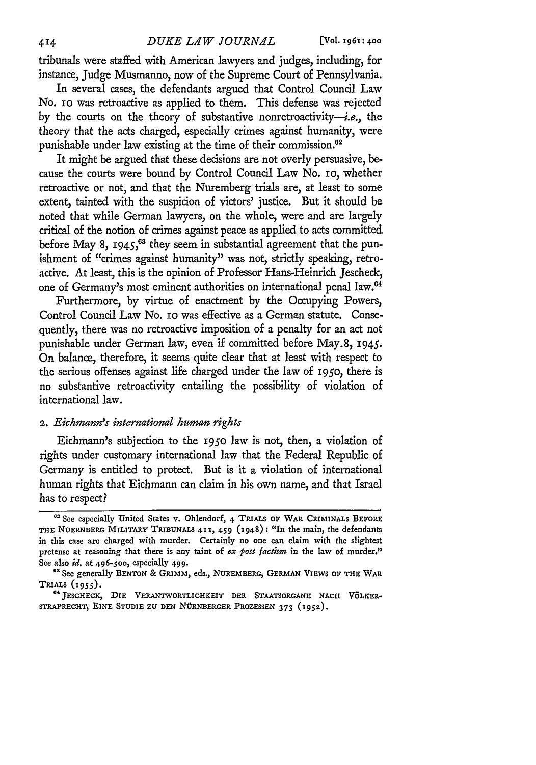tribunals were staffed with American lawyers and judges, including, for instance, Judge Musmanno, now of the Supreme Court of Pennsylvania.

In several cases, the defendants argued that Control Council Law No. 10 was retroactive as applied to them. This defense was rejected by the courts on the theory of substantive nonretroactivity—*i.e.*, the theory that the acts charged, especially crimes against humanity, were punishable under law existing at the time of their commission.[62]

It might be argued that these decisions are not overly persuasive, because the courts were bound by Control Council Law No. 10, whether retroactive or not, and that the Nuremberg trials are, at least to some extent, tainted with the suspicion of victors' justice. But it should be noted that while German lawyers, on the whole, were and are largely critical of the notion of crimes against peace as applied to acts committed before May 8, 1945,[63] they seem in substantial agreement that the punishment of "crimes against humanity" was not, strictly speaking, retroactive. At least, this is the opinion of Professor Hans-Heinrich Jescheck, one of Germany's most eminent authorities on international penal law.[64]

Furthermore, by virtue of enactment by the Occupying Powers, Control Council Law No. 10 was effective as a German statute. Consequently, there was no retroactive imposition of a penalty for an act not punishable under German law, even if committed before May 8, 1945. On balance, therefore, it seems quite clear that at least with respect to the serious offenses against life charged under the law of 1950, there is no substantive retroactivity entailing the possibility of violation of international law.

### 2. *Eichmann's international human rights*

Eichmann's subjection to the 1950 law is not, then, a violation of rights under customary international law that the Federal Republic of Germany is entitled to protect. But is it a violation of international human rights that Eichmann can claim in his own name, and that Israel has to respect?

---

[62] See especially United States v. Ohlendorf, 4 TRIALS OF WAR CRIMINALS BEFORE THE NUERNBERG MILITARY TRIBUNALS 411, 459 (1948): "In the main, the defendants in this case are charged with murder. Certainly no one can claim with the slightest pretense at reasoning that there is any taint of *ex post factism* in the law of murder." See also *id.* at 496-500, especially 499.

[63] See generally BENTON & GRIMM, eds., NUREMBERG, GERMAN VIEWS OF THE WAR TRIALS (1955).

[64] JESCHECK, DIE VERANTWORTLICHKEIT DER STAATSORGANE NACH VÖLKERSTRAFRECHT, EINE STUDIE ZU DEN NÜRNBERGER PROZESSEN 373 (1952).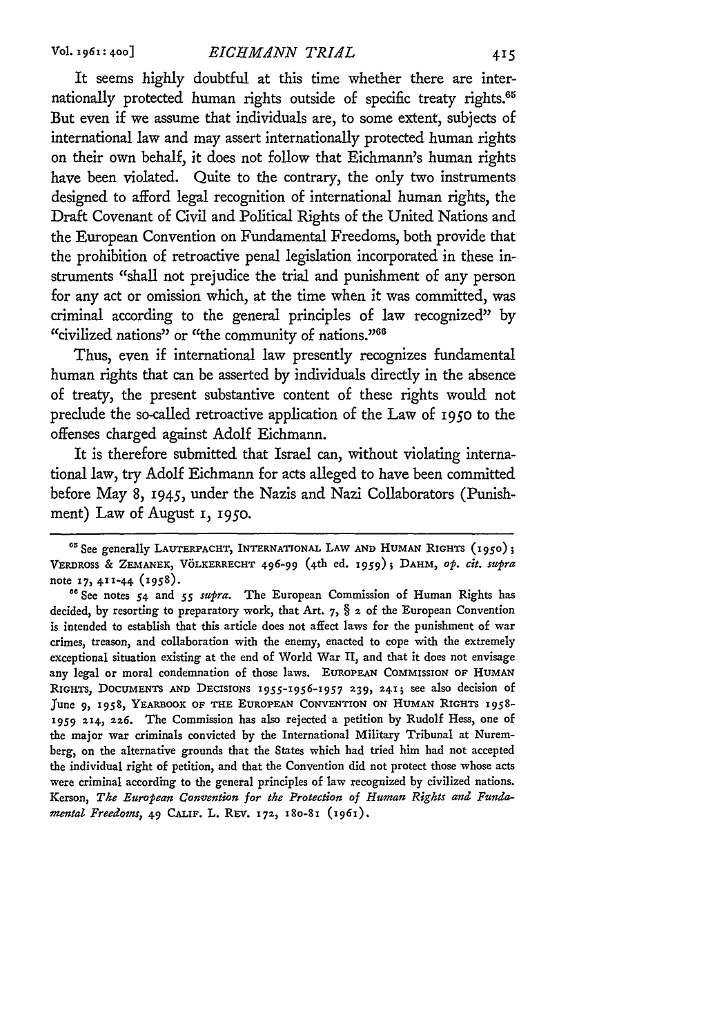It seems highly doubtful at this time whether there are internationally protected human rights outside of specific treaty rights.[65] But even if we assume that individuals are, to some extent, subjects of international law and may assert internationally protected human rights on their own behalf, it does not follow that Eichmann's human rights have been violated. Quite to the contrary, the only two instruments designed to afford legal recognition of international human rights, the Draft Covenant of Civil and Political Rights of the United Nations and the European Convention on Fundamental Freedoms, both provide that the prohibition of retroactive penal legislation incorporated in these instruments "shall not prejudice the trial and punishment of any person for any act or omission which, at the time when it was committed, was criminal according to the general principles of law recognized" by "civilized nations" or "the community of nations."[66]

Thus, even if international law presently recognizes fundamental human rights that can be asserted by individuals directly in the absence of treaty, the present substantive content of these rights would not preclude the so-called retroactive application of the Law of 1950 to the offenses charged against Adolf Eichmann.

It is therefore submitted that Israel can, without violating international law, try Adolf Eichmann for acts alleged to have been committed before May 8, 1945, under the Nazis and Nazi Collaborators (Punishment) Law of August 1, 1950.

---

[65] See generally LAUTERPACHT, INTERNATIONAL LAW AND HUMAN RIGHTS (1950); VERDROSS & ZEMANEK, VÖLKERRECHT 496-99 (4th ed. 1959); DAHM, *op. cit. supra* note 17, 411-44 (1958).

[66] See notes 54 and 55 *supra*. The European Commission of Human Rights has decided, by resorting to preparatory work, that Art. 7, § 2 of the European Convention is intended to establish that this article does not affect laws for the punishment of war crimes, treason, and collaboration with the enemy, enacted to cope with the extremely exceptional situation existing at the end of World War II, and that it does not envisage any legal or moral condemnation of those laws. EUROPEAN COMMISSION OF HUMAN RIGHTS, DOCUMENTS AND DECISIONS 1955-1956-1957 239, 241; see also decision of June 9, 1958, YEARBOOK OF THE EUROPEAN CONVENTION ON HUMAN RIGHTS 1958-1959 214, 226. The Commission has also rejected a petition by Rudolf Hess, one of the major war criminals convicted by the International Military Tribunal at Nuremberg, on the alternative grounds that the States which had tried him had not accepted the individual right of petition, and that the Convention did not protect those whose acts were criminal according to the general principles of law recognized by civilized nations. Kerson, *The European Convention for the Protection of Human Rights and Fundamental Freedoms*, 49 CALIF. L. REV. 172, 180-81 (1961).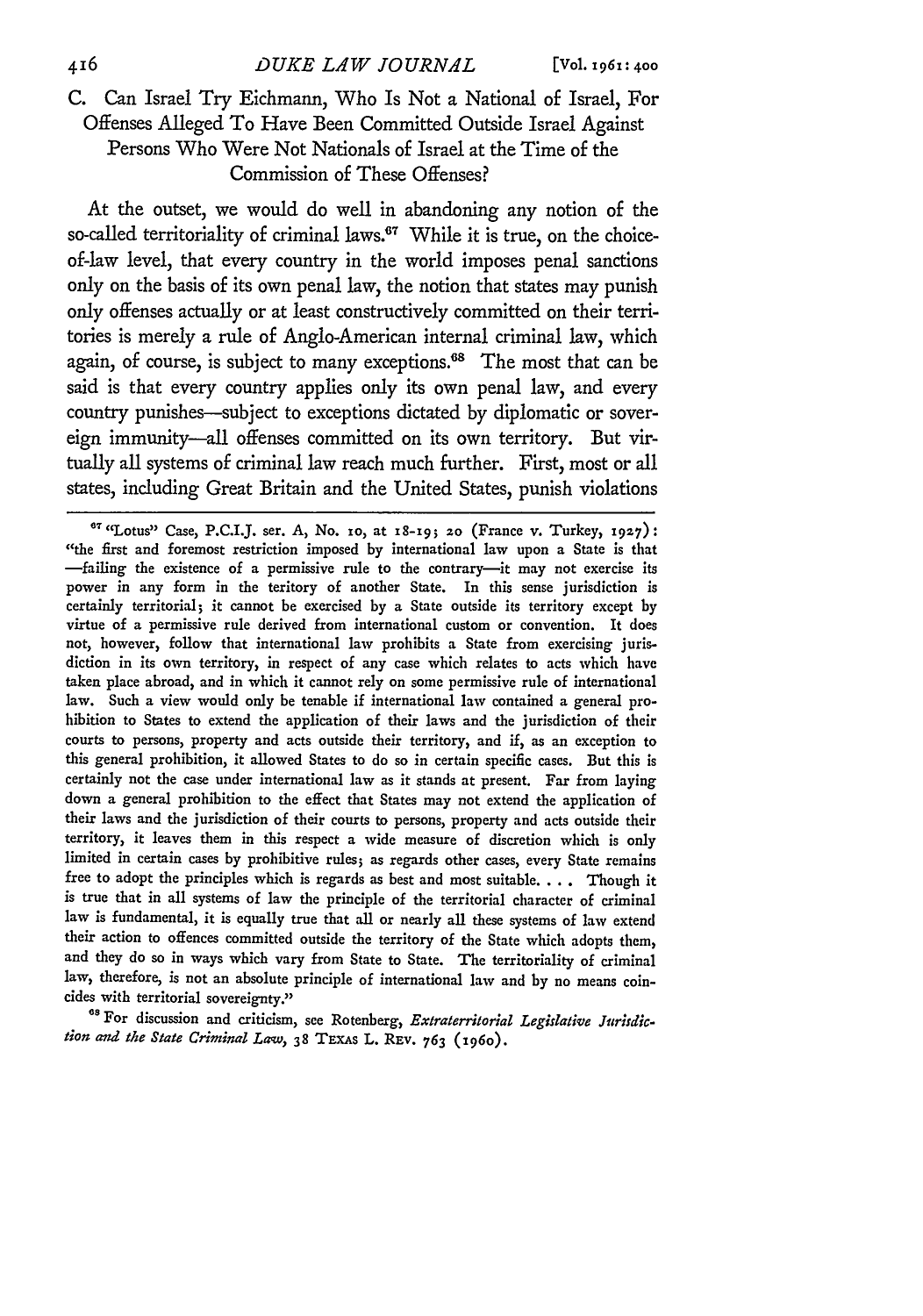### C. Can Israel Try Eichmann, Who Is Not a National of Israel, For Offenses Alleged To Have Been Committed Outside Israel Against Persons Who Were Not Nationals of Israel at the Time of the Commission of These Offenses?

At the outset, we would do well in abandoning any notion of the so-called territoriality of criminal laws.[67] While it is true, on the choice-of-law level, that every country in the world imposes penal sanctions only on the basis of its own penal law, the notion that states may punish only offenses actually or at least constructively committed on their territories is merely a rule of Anglo-American internal criminal law, which again, of course, is subject to many exceptions.[68] The most that can be said is that every country applies only its own penal law, and every country punishes—subject to exceptions dictated by diplomatic or sovereign immunity—all offenses committed on its own territory. But virtually all systems of criminal law reach much further. First, most or all states, including Great Britain and the United States, punish violations

---

[67] "Lotus" Case, P.C.I.J. ser. A, No. 10, at 18-19; 20 (France v. Turkey, 1927): "the first and foremost restriction imposed by international law upon a State is that —failing the existence of a permissive rule to the contrary—it may not exercise its power in any form in the teritory of another State. In this sense jurisdiction is certainly territorial; it cannot be exercised by a State outside its territory except by virtue of a permissive rule derived from international custom or convention. It does not, however, follow that international law prohibits a State from exercising jurisdiction in its own territory, in respect of any case which relates to acts which have taken place abroad, and in which it cannot rely on some permissive rule of international law. Such a view would only be tenable if international law contained a general prohibition to States to extend the application of their laws and the jurisdiction of their courts to persons, property and acts outside their territory, and if, as an exception to this general prohibition, it allowed States to do so in certain specific cases. But this is certainly not the case under international law as it stands at present. Far from laying down a general prohibition to the effect that States may not extend the application of their laws and the jurisdiction of their courts to persons, property and acts outside their territory, it leaves them in this respect a wide measure of discretion which is only limited in certain cases by prohibitive rules; as regards other cases, every State remains free to adopt the principles which is regards as best and most suitable. . . . Though it is true that in all systems of law the principle of the territorial character of criminal law is fundamental, it is equally true that all or nearly all these systems of law extend their action to offences committed outside the territory of the State which adopts them, and they do so in ways which vary from State to State. The territoriality of criminal law, therefore, is not an absolute principle of international law and by no means coincides with territorial sovereignty."

[68] For discussion and criticism, see Rotenberg, *Extraterritorial Legislative Jurisdiction and the State Criminal Law*, 38 TEXAS L. REV. 763 (1960).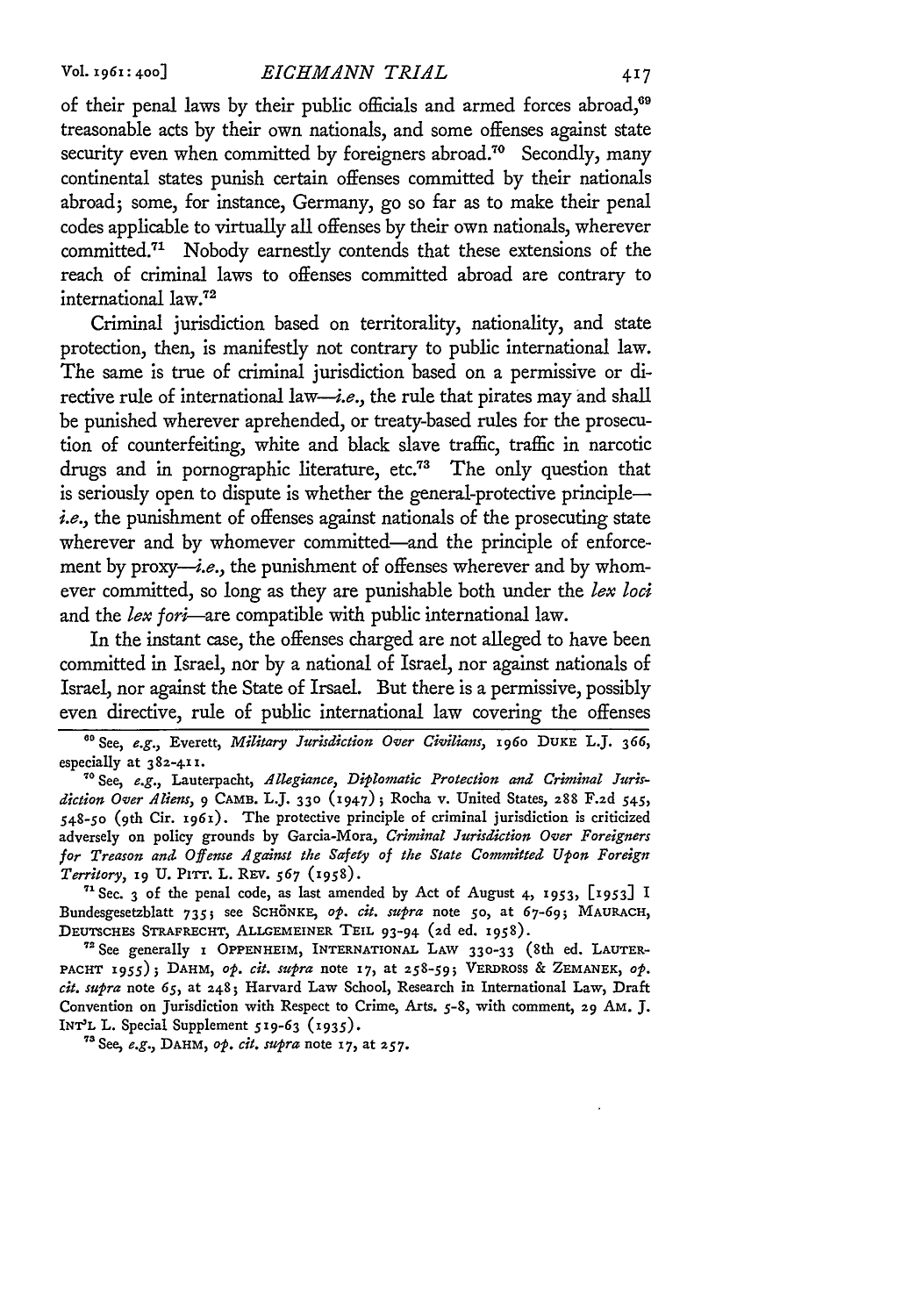of their penal laws by their public officials and armed forces abroad,[69] treasonable acts by their own nationals, and some offenses against state security even when committed by foreigners abroad.[70] Secondly, many continental states punish certain offenses committed by their nationals abroad; some, for instance, Germany, go so far as to make their penal codes applicable to virtually all offenses by their own nationals, wherever committed.[71] Nobody earnestly contends that these extensions of the reach of criminal laws to offenses committed abroad are contrary to international law.[72]

Criminal jurisdiction based on territorality, nationality, and state protection, then, is manifestly not contrary to public international law. The same is true of criminal jurisdiction based on a permissive or directive rule of international law—*i.e.*, the rule that pirates may and shall be punished wherever aprehended, or treaty-based rules for the prosecution of counterfeiting, white and black slave traffic, traffic in narcotic drugs and in pornographic literature, etc.[73] The only question that is seriously open to dispute is whether the general-protective principle—*i.e.*, the punishment of offenses against nationals of the prosecuting state wherever and by whomever committed—and the principle of enforcement by proxy—*i.e.*, the punishment of offenses wherever and by whomever committed, so long as they are punishable both under the *lex loci* and the *lex fori*—are compatible with public international law.

In the instant case, the offenses charged are not alleged to have been committed in Israel, nor by a national of Israel, nor against nationals of Israel, nor against the State of Irsael. But there is a permissive, possibly even directive, rule of public international law covering the offenses

---

[69] See, *e.g.*, Everett, *Military Jurisdiction Over Civilians*, 1960 DUKE L.J. 366, especially at 382-411.

[70] See, *e.g.*, Lauterpacht, *Allegiance, Diplomatic Protection and Criminal Jurisdiction Over Aliens*, 9 CAMB. L.J. 330 (1947); Rocha v. United States, 288 F.2d 545, 548-50 (9th Cir. 1961). The protective principle of criminal jurisdiction is criticized adversely on policy grounds by Garcia-Mora, *Criminal Jurisdiction Over Foreigners for Treason and Offense Against the Safety of the State Committed Upon Foreign Territory*, 19 U. PITT. L. REV. 567 (1958).

[71] Sec. 3 of the penal code, as last amended by Act of August 4, 1953, [1953] I Bundesgesetzblatt 735; see SCHÖNKE, *op. cit. supra* note 50, at 67-69; MAURACH, DEUTSCHES STRAFRECHT, ALLGEMEINER TEIL 93-94 (2d ed. 1958).

[72] See generally 1 OPPENHEIM, INTERNATIONAL LAW 330-33 (8th ed. LAUTERPACHT 1955); DAHM, *op. cit. supra* note 17, at 258-59; VERDROSS & ZEMANEK, *op. cit. supra* note 65, at 248; Harvard Law School, Research in International Law, Draft Convention on Jurisdiction with Respect to Crime, Arts. 5-8, with comment, 29 AM. J. INT'L L. Special Supplement 519-63 (1935).

[73] See, *e.g.*, DAHM, *op. cit. supra* note 17, at 257.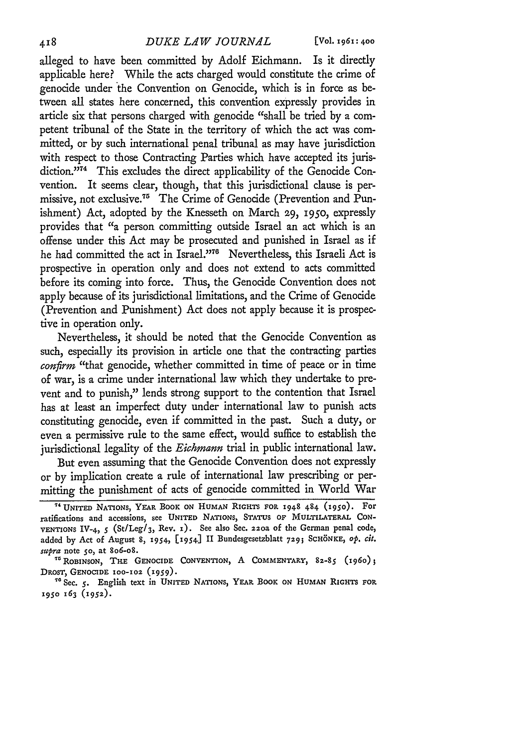alleged to have been committed by Adolf Eichmann. Is it directly applicable here? While the acts charged would constitute the crime of genocide under the Convention on Genocide, which is in force as between all states here concerned, this convention expressly provides in article six that persons charged with genocide "shall be tried by a competent tribunal of the State in the territory of which the act was committed, or by such international penal tribunal as may have jurisdiction with respect to those Contracting Parties which have accepted its jurisdiction."[74] This excludes the direct applicability of the Genocide Convention. It seems clear, though, that this jurisdictional clause is permissive, not exclusive.[75] The Crime of Genocide (Prevention and Punishment) Act, adopted by the Knesseth on March 29, 1950, expressly provides that "a person committing outside Israel an act which is an offense under this Act may be prosecuted and punished in Israel as if he had committed the act in Israel."[76] Nevertheless, this Israeli Act is prospective in operation only and does not extend to acts committed before its coming into force. Thus, the Genocide Convention does not apply because of its jurisdictional limitations, and the Crime of Genocide (Prevention and Punishment) Act does not apply because it is prospective in operation only.

Nevertheless, it should be noted that the Genocide Convention as such, especially its provision in article one that the contracting parties *confirm* "that genocide, whether committed in time of peace or in time of war, is a crime under international law which they undertake to prevent and to punish," lends strong support to the contention that Israel has at least an imperfect duty under international law to punish acts constituting genocide, even if committed in the past. Such a duty, or even a permissive rule to the same effect, would suffice to establish the jurisdictional legality of the *Eichmann* trial in public international law.

But even assuming that the Genocide Convention does not expressly or by implication create a rule of international law prescribing or permitting the punishment of acts of genocide committed in World War

---

[74] UNITED NATIONS, YEAR BOOK ON HUMAN RIGHTS FOR 1948 484 (1950). For ratifications and accessions, see UNITED NATIONS, STATUS OF MULTILATERAL CONVENTIONS IV-4, 5 (St/Leg/3, Rev. 1). See also Sec. 220a of the German penal code, added by Act of August 8, 1954, [1954] II Bundesgesetzblatt 729; SCHÖNKE, *op. cit. supra* note 50, at 806-08.

[75] ROBINSON, THE GENOCIDE CONVENTION, A COMMENTARY, 82-85 (1960); DROST, GENOCIDE 100-102 (1959).

[76] Sec. 5. English text in UNITED NATIONS, YEAR BOOK ON HUMAN RIGHTS FOR 1950 163 (1952).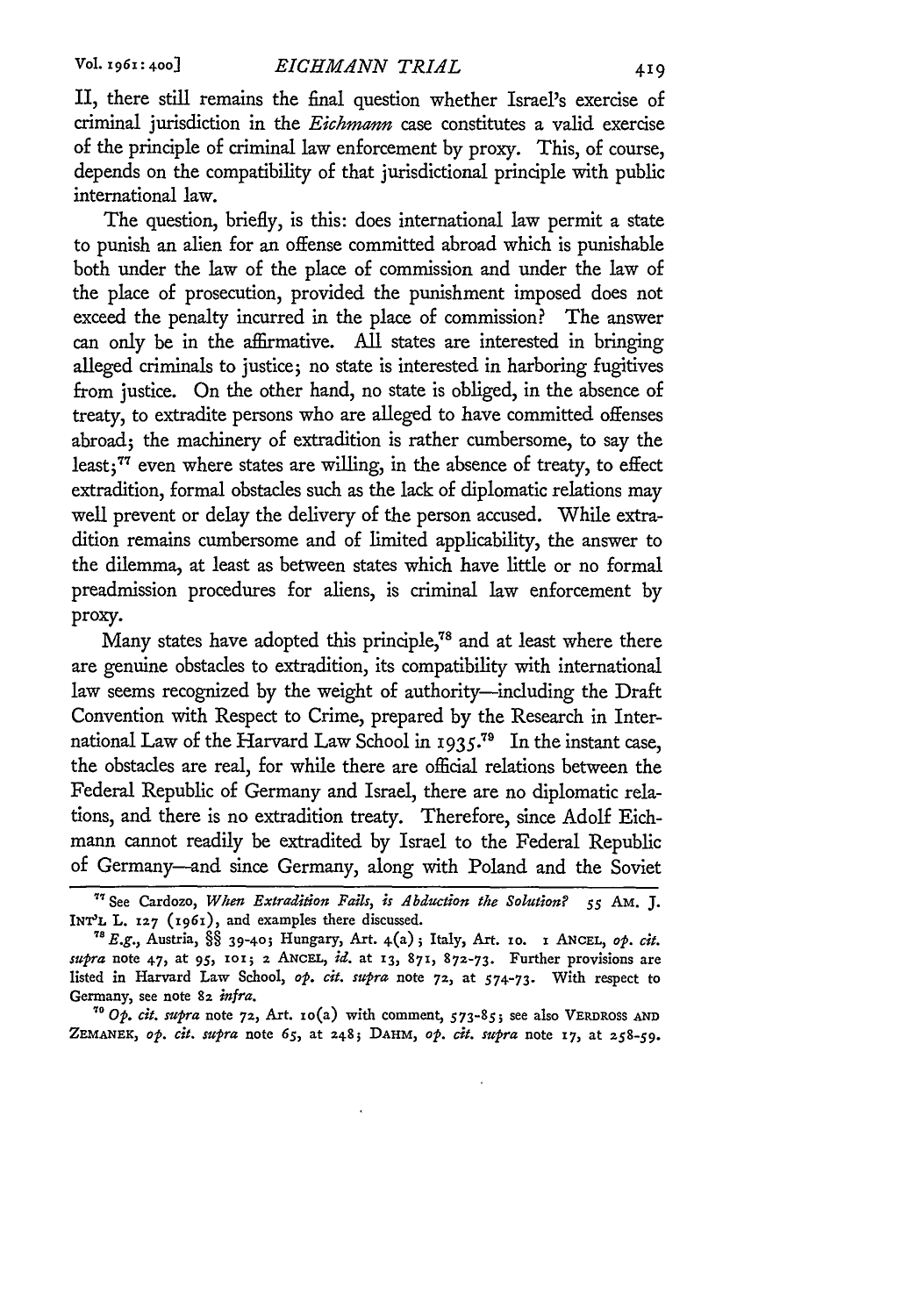II, there still remains the final question whether Israel's exercise of criminal jurisdiction in the *Eichmann* case constitutes a valid exercise of the principle of criminal law enforcement by proxy. This, of course, depends on the compatibility of that jurisdictional principle with public international law.

The question, briefly, is this: does international law permit a state to punish an alien for an offense committed abroad which is punishable both under the law of the place of commission and under the law of the place of prosecution, provided the punishment imposed does not exceed the penalty incurred in the place of commission? The answer can only be in the affirmative. All states are interested in bringing alleged criminals to justice; no state is interested in harboring fugitives from justice. On the other hand, no state is obliged, in the absence of treaty, to extradite persons who are alleged to have committed offenses abroad; the machinery of extradition is rather cumbersome, to say the least;[77] even where states are willing, in the absence of treaty, to effect extradition, formal obstacles such as the lack of diplomatic relations may well prevent or delay the delivery of the person accused. While extradition remains cumbersome and of limited applicability, the answer to the dilemma, at least as between states which have little or no formal preadmission procedures for aliens, is criminal law enforcement by proxy.

Many states have adopted this principle,[78] and at least where there are genuine obstacles to extradition, its compatibility with international law seems recognized by the weight of authority—including the Draft Convention with Respect to Crime, prepared by the Research in International Law of the Harvard Law School in 1935.[79] In the instant case, the obstacles are real, for while there are official relations between the Federal Republic of Germany and Israel, there are no diplomatic relations, and there is no extradition treaty. Therefore, since Adolf Eichmann cannot readily be extradited by Israel to the Federal Republic of Germany—and since Germany, along with Poland and the Soviet

---

[77] See Cardozo, *When Extradition Fails, is Abduction the Solution?* 55 AM. J. INT'L L. 127 (1961), and examples there discussed.

[78] *E.g.*, Austria, §§ 39-40; Hungary, Art. 4(a); Italy, Art. 10. 1 ANCEL, *op. cit. supra* note 47, at 95, 101; 2 ANCEL, *id.* at 13, 871, 872-73. Further provisions are listed in Harvard Law School, *op. cit. supra* note 72, at 574-73. With respect to Germany, see note 82 *infra*.

[79] *Op. cit. supra* note 72, Art. 10(a) with comment, 573-85; see also VERDROSS AND ZEMANEK, *op. cit. supra* note 65, at 248; DAHM, *op. cit. supra* note 17, at 258-59.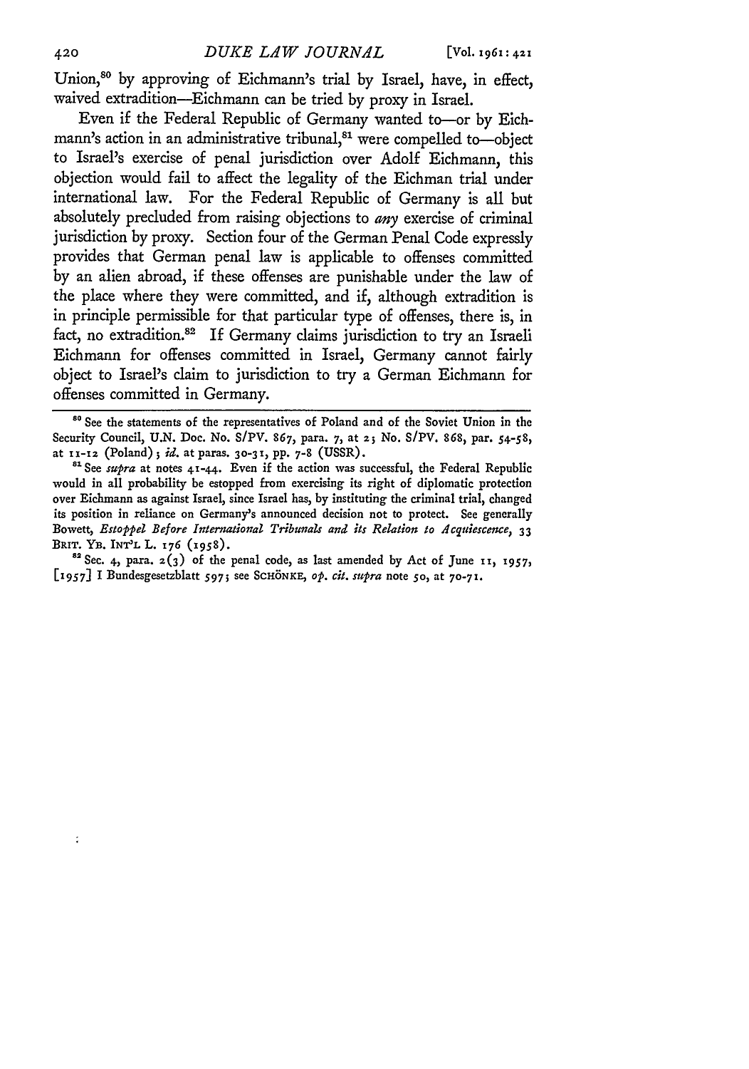Union,[80] by approving of Eichmann's trial by Israel, have, in effect, waived extradition—Eichmann can be tried by proxy in Israel.

Even if the Federal Republic of Germany wanted to—or by Eichmann's action in an administrative tribunal,[81] were compelled to—object to Israel's exercise of penal jurisdiction over Adolf Eichmann, this objection would fail to affect the legality of the Eichman trial under international law. For the Federal Republic of Germany is all but absolutely precluded from raising objections to *any* exercise of criminal jurisdiction by proxy. Section four of the German Penal Code expressly provides that German penal law is applicable to offenses committed by an alien abroad, if these offenses are punishable under the law of the place where they were committed, and if, although extradition is in principle permissible for that particular type of offenses, there is, in fact, no extradition.[82] If Germany claims jurisdiction to try an Israeli Eichmann for offenses committed in Israel, Germany cannot fairly object to Israel's claim to jurisdiction to try a German Eichmann for offenses committed in Germany.

---

[80] See the statements of the representatives of Poland and of the Soviet Union in the Security Council, U.N. Doc. No. S/PV. 867, para. 7, at 2; No. S/PV. 868, par. 54-58, at 11-12 (Poland); *id.* at paras. 30-31, pp. 7-8 (USSR).

[81] See *supra* at notes 41-44. Even if the action was successful, the Federal Republic would in all probability be estopped from exercising its right of diplomatic protection over Eichmann as against Israel, since Israel has, by instituting the criminal trial, changed its position in reliance on Germany's announced decision not to protect. See generally Bowett, *Estoppel Before International Tribunals and its Relation to Acquiescence*, 33 BRIT. YB. INT'L L. 176 (1958).

[82] Sec. 4, para. 2(3) of the penal code, as last amended by Act of June 11, 1957, [1957] I Bundesgesetzblatt 597; see SCHÖNKE, *op. cit. supra* note 50, at 70-71.